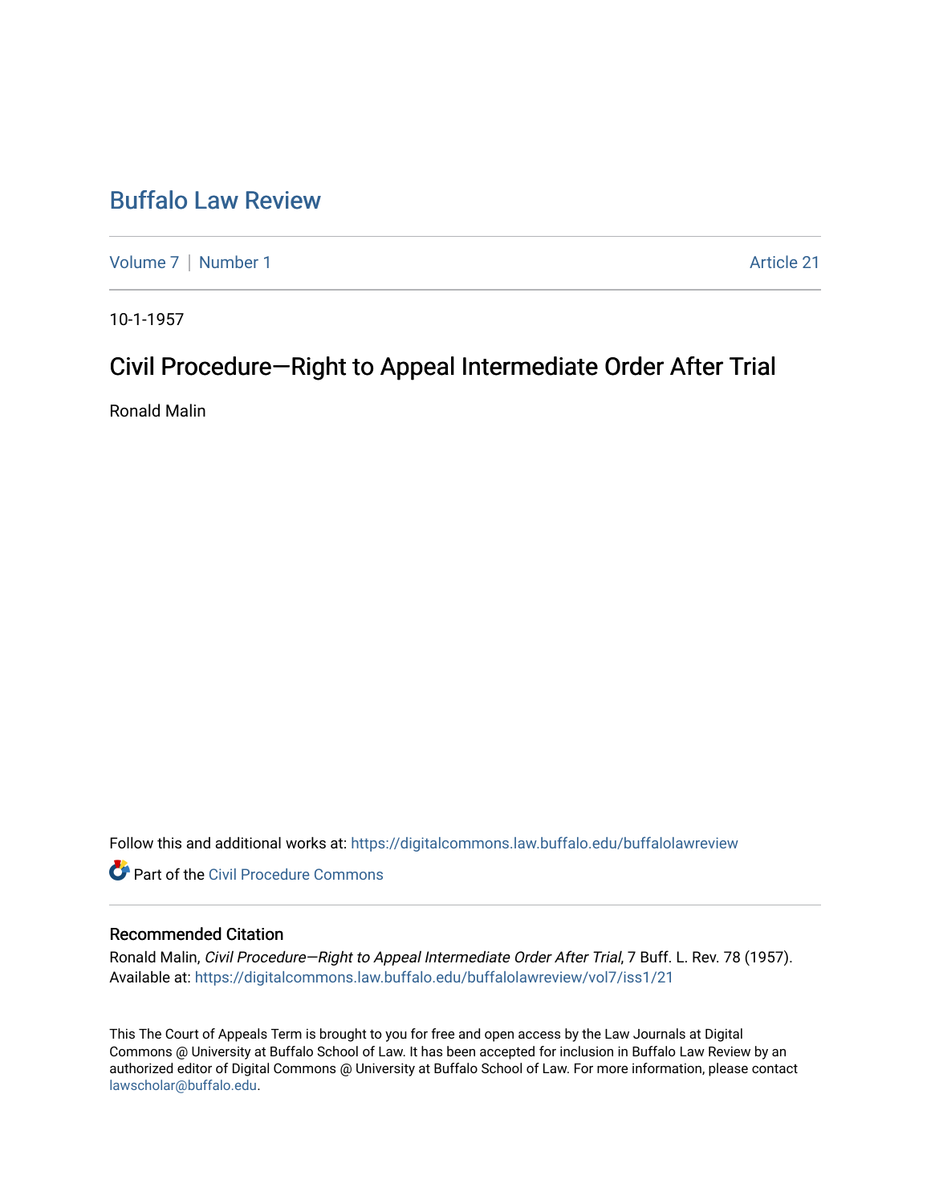# Buffalo Law Review

Volume 7 | Number 1 Article 21

10-1-1957

## Civil Procedure—Right to Appeal Intermediate Order After Trial

Ronald Malin

Follow this and additional works at: https://digitalcommons.law.buffalo.edu/buffalolawreview

Part of the Civil Procedure Commons

### Recommended Citation

Ronald Malin, *Civil Procedure—Right to Appeal Intermediate Order After Trial*, 7 Buff. L. Rev. 78 (1957).
Available at: https://digitalcommons.law.buffalo.edu/buffalolawreview/vol7/iss1/21

This The Court of Appeals Term is brought to you for free and open access by the Law Journals at Digital Commons @ University at Buffalo School of Law. It has been accepted for inclusion in Buffalo Law Review by an authorized editor of Digital Commons @ University at Buffalo School of Law. For more information, please contact lawscholar@buffalo.edu.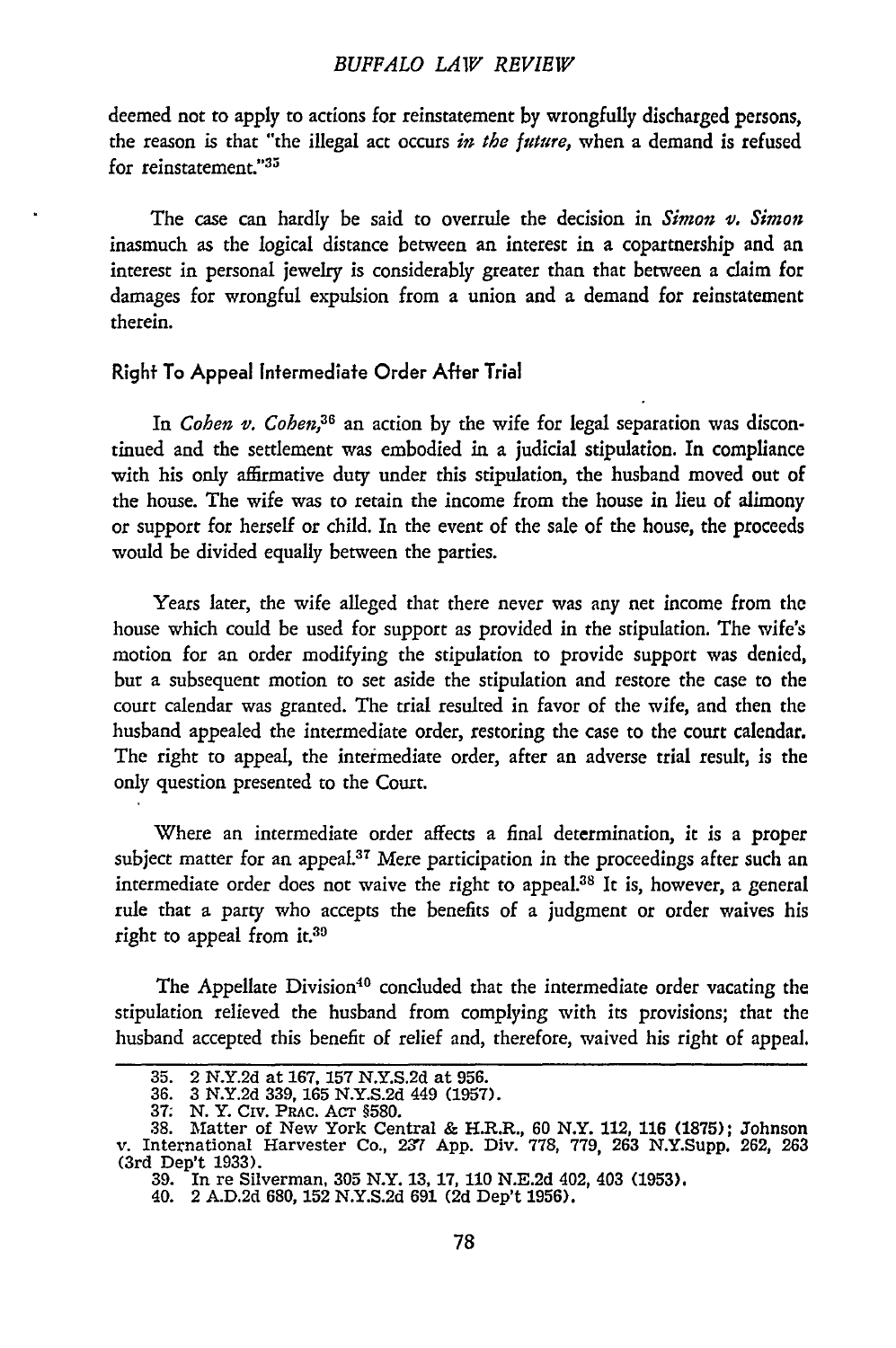deemed not to apply to actions for reinstatement by wrongfully discharged persons, the reason is that "the illegal act occurs *in the future,* when a demand is refused for reinstatement."[35]

The case can hardly be said to overrule the decision in *Simon v. Simon* inasmuch as the logical distance between an interest in a copartnership and an interest in personal jewelry is considerably greater than that between a claim for damages for wrongful expulsion from a union and a demand for reinstatement therein.

### Right To Appeal Intermediate Order After Trial

In *Cohen v. Cohen,*[36] an action by the wife for legal separation was discontinued and the settlement was embodied in a judicial stipulation. In compliance with his only affirmative duty under this stipulation, the husband moved out of the house. The wife was to retain the income from the house in lieu of alimony or support for herself or child. In the event of the sale of the house, the proceeds would be divided equally between the parties.

Years later, the wife alleged that there never was any net income from the house which could be used for support as provided in the stipulation. The wife's motion for an order modifying the stipulation to provide support was denied, but a subsequent motion to set aside the stipulation and restore the case to the court calendar was granted. The trial resulted in favor of the wife, and then the husband appealed the intermediate order, restoring the case to the court calendar. The right to appeal, the intermediate order, after an adverse trial result, is the only question presented to the Court.

Where an intermediate order affects a final determination, it is a proper subject matter for an appeal.[37] Mere participation in the proceedings after such an intermediate order does not waive the right to appeal.[38] It is, however, a general rule that a party who accepts the benefits of a judgment or order waives his right to appeal from it.[39]

The Appellate Division[40] concluded that the intermediate order vacating the stipulation relieved the husband from complying with its provisions; that the husband accepted this benefit of relief and, therefore, waived his right of appeal.

---

35. 2 N.Y.2d at 167, 157 N.Y.S.2d at 956.
36. 3 N.Y.2d 339, 165 N.Y.S.2d 449 (1957).
37. N. Y. Civ. Prac. Act §580.
38. Matter of New York Central & H.R.R., 60 N.Y. 112, 116 (1875); Johnson v. International Harvester Co., 237 App. Div. 778, 779, 263 N.Y.Supp. 262, 263 (3rd Dep't 1933).
39. In re Silverman, 305 N.Y. 13, 17, 110 N.E.2d 402, 403 (1953).
40. 2 A.D.2d 680, 152 N.Y.S.2d 691 (2d Dep't 1956).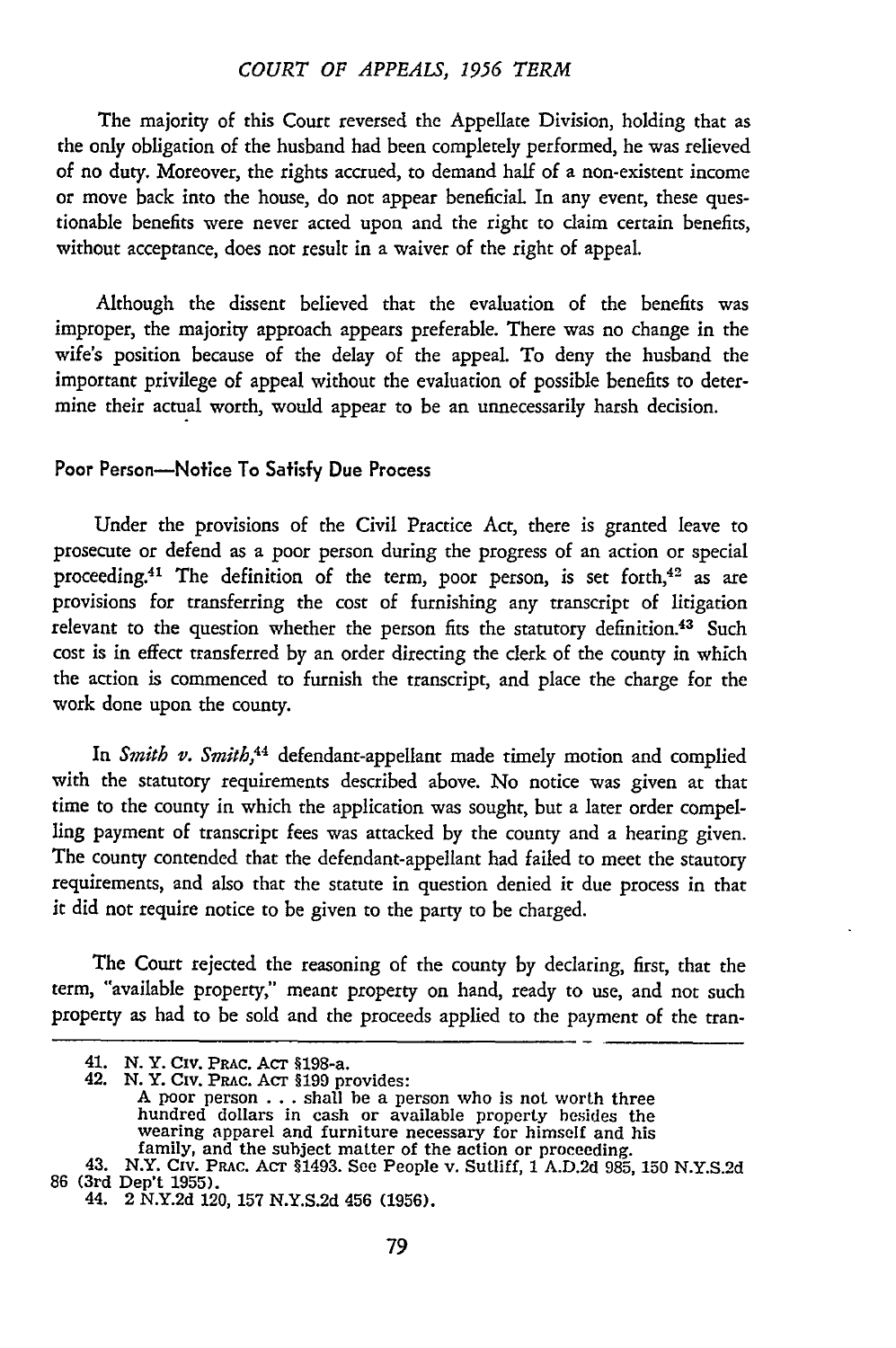The majority of this Court reversed the Appellate Division, holding that as the only obligation of the husband had been completely performed, he was relieved of no duty. Moreover, the rights accrued, to demand half of a non-existent income or move back into the house, do not appear beneficial. In any event, these questionable benefits were never acted upon and the right to claim certain benefits, without acceptance, does not result in a waiver of the right of appeal.

Although the dissent believed that the evaluation of the benefits was improper, the majority approach appears preferable. There was no change in the wife's position because of the delay of the appeal. To deny the husband the important privilege of appeal without the evaluation of possible benefits to determine their actual worth, would appear to be an unnecessarily harsh decision.

### Poor Person—Notice To Satisfy Due Process

Under the provisions of the Civil Practice Act, there is granted leave to prosecute or defend as a poor person during the progress of an action or special proceeding.[41] The definition of the term, poor person, is set forth,[42] as are provisions for transferring the cost of furnishing any transcript of litigation relevant to the question whether the person fits the statutory definition.[43] Such cost is in effect transferred by an order directing the clerk of the county in which the action is commenced to furnish the transcript, and place the charge for the work done upon the county.

In *Smith v. Smith*,[44] defendant-appellant made timely motion and complied with the statutory requirements described above. No notice was given at that time to the county in which the application was sought, but a later order compelling payment of transcript fees was attacked by the county and a hearing given. The county contended that the defendant-appellant had failed to meet the stautory requirements, and also that the statute in question denied it due process in that it did not require notice to be given to the party to be charged.

The Court rejected the reasoning of the county by declaring, first, that the term, "available property," meant property on hand, ready to use, and not such property as had to be sold and the proceeds applied to the payment of the tran-

---

41. N. Y. Civ. Prac. Act §198-a.
42. N. Y. Civ. Prac. Act §199 provides:
   A poor person . . . shall be a person who is not worth three hundred dollars in cash or available property besides the wearing apparel and furniture necessary for himself and his family, and the subject matter of the action or proceeding.
43. N.Y. Civ. Prac. Act §1493. See People v. Sutliff, 1 A.D.2d 985, 150 N.Y.S.2d 86 (3rd Dep't 1955).
44. 2 N.Y.2d 120, 157 N.Y.S.2d 456 (1956).